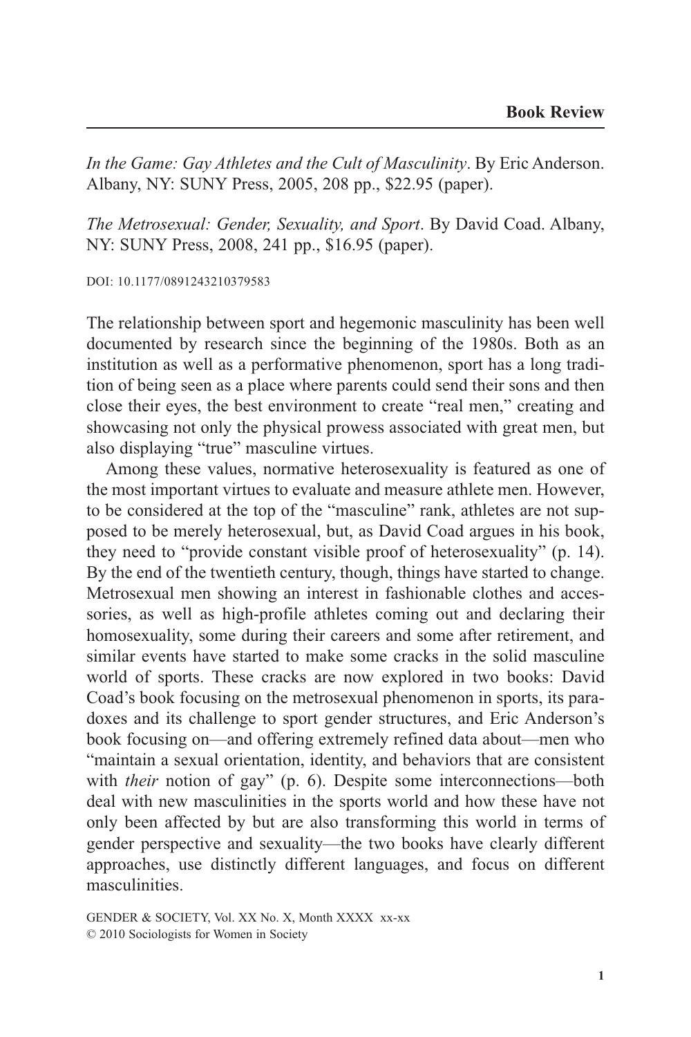## Book Review

*In the Game: Gay Athletes and the Cult of Masculinity*. By Eric Anderson. Albany, NY: SUNY Press, 2005, 208 pp., $22.95 (paper).

*The Metrosexual: Gender, Sexuality, and Sport*. By David Coad. Albany, NY: SUNY Press, 2008, 241 pp., $16.95 (paper).

DOI: 10.1177/0891243210379583

The relationship between sport and hegemonic masculinity has been well documented by research since the beginning of the 1980s. Both as an institution as well as a performative phenomenon, sport has a long tradition of being seen as a place where parents could send their sons and then close their eyes, the best environment to create "real men," creating and showcasing not only the physical prowess associated with great men, but also displaying "true" masculine virtues.

Among these values, normative heterosexuality is featured as one of the most important virtues to evaluate and measure athlete men. However, to be considered at the top of the "masculine" rank, athletes are not supposed to be merely heterosexual, but, as David Coad argues in his book, they need to "provide constant visible proof of heterosexuality" (p. 14). By the end of the twentieth century, though, things have started to change. Metrosexual men showing an interest in fashionable clothes and accessories, as well as high-profile athletes coming out and declaring their homosexuality, some during their careers and some after retirement, and similar events have started to make some cracks in the solid masculine world of sports. These cracks are now explored in two books: David Coad's book focusing on the metrosexual phenomenon in sports, its paradoxes and its challenge to sport gender structures, and Eric Anderson's book focusing on—and offering extremely refined data about—men who "maintain a sexual orientation, identity, and behaviors that are consistent with *their* notion of gay" (p. 6). Despite some interconnections—both deal with new masculinities in the sports world and how these have not only been affected by but are also transforming this world in terms of gender perspective and sexuality—the two books have clearly different approaches, use distinctly different languages, and focus on different masculinities.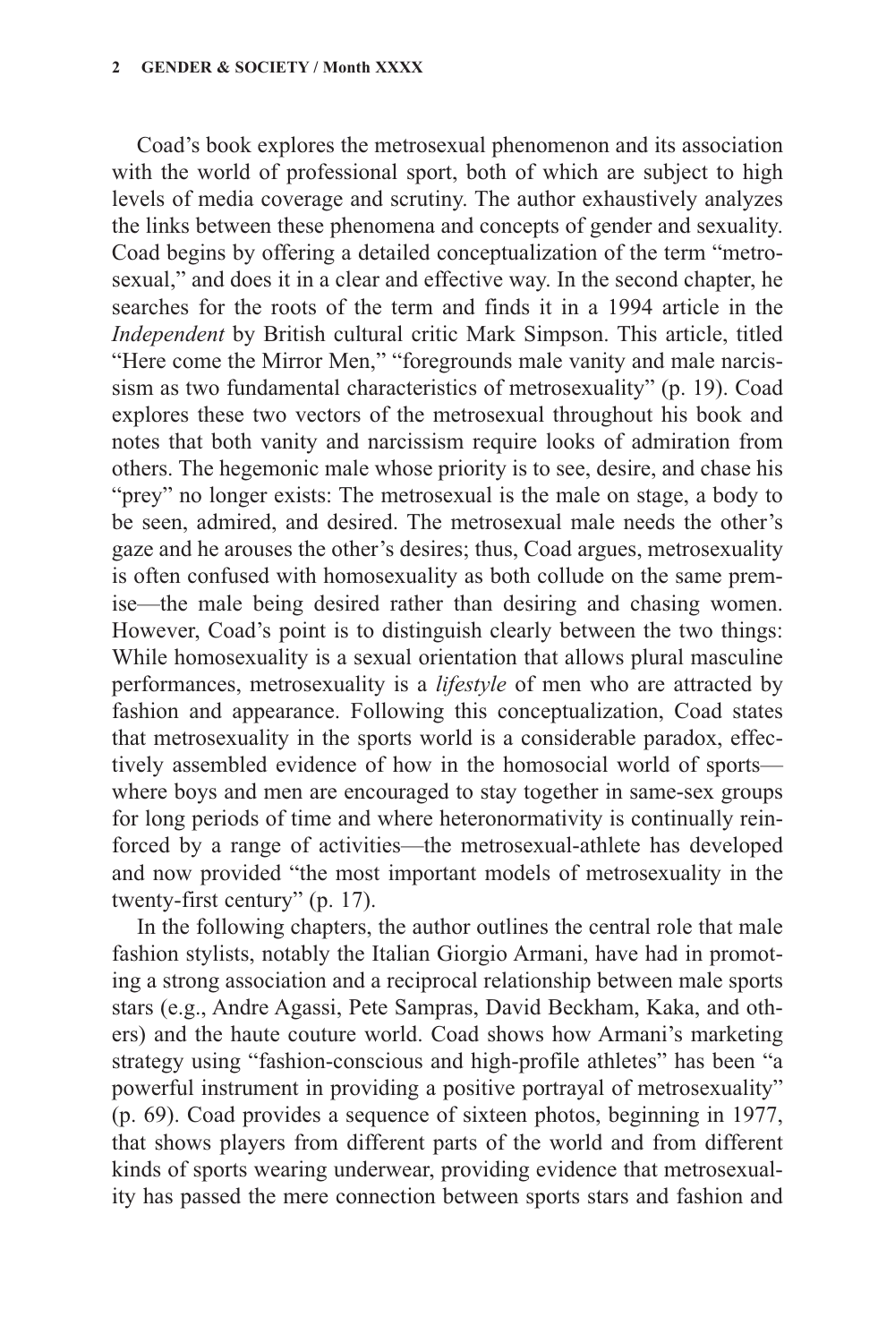Coad's book explores the metrosexual phenomenon and its association with the world of professional sport, both of which are subject to high levels of media coverage and scrutiny. The author exhaustively analyzes the links between these phenomena and concepts of gender and sexuality. Coad begins by offering a detailed conceptualization of the term "metrosexual," and does it in a clear and effective way. In the second chapter, he searches for the roots of the term and finds it in a 1994 article in the *Independent* by British cultural critic Mark Simpson. This article, titled "Here come the Mirror Men," "foregrounds male vanity and male narcissism as two fundamental characteristics of metrosexuality" (p. 19). Coad explores these two vectors of the metrosexual throughout his book and notes that both vanity and narcissism require looks of admiration from others. The hegemonic male whose priority is to see, desire, and chase his "prey" no longer exists: The metrosexual is the male on stage, a body to be seen, admired, and desired. The metrosexual male needs the other's gaze and he arouses the other's desires; thus, Coad argues, metrosexuality is often confused with homosexuality as both collude on the same premise—the male being desired rather than desiring and chasing women. However, Coad's point is to distinguish clearly between the two things: While homosexuality is a sexual orientation that allows plural masculine performances, metrosexuality is a *lifestyle* of men who are attracted by fashion and appearance. Following this conceptualization, Coad states that metrosexuality in the sports world is a considerable paradox, effectively assembled evidence of how in the homosocial world of sports—where boys and men are encouraged to stay together in same-sex groups for long periods of time and where heteronormativity is continually reinforced by a range of activities—the metrosexual-athlete has developed and now provided "the most important models of metrosexuality in the twenty-first century" (p. 17).

In the following chapters, the author outlines the central role that male fashion stylists, notably the Italian Giorgio Armani, have had in promoting a strong association and a reciprocal relationship between male sports stars (e.g., Andre Agassi, Pete Sampras, David Beckham, Kaka, and others) and the haute couture world. Coad shows how Armani's marketing strategy using "fashion-conscious and high-profile athletes" has been "a powerful instrument in providing a positive portrayal of metrosexuality" (p. 69). Coad provides a sequence of sixteen photos, beginning in 1977, that shows players from different parts of the world and from different kinds of sports wearing underwear, providing evidence that metrosexuality has passed the mere connection between sports stars and fashion and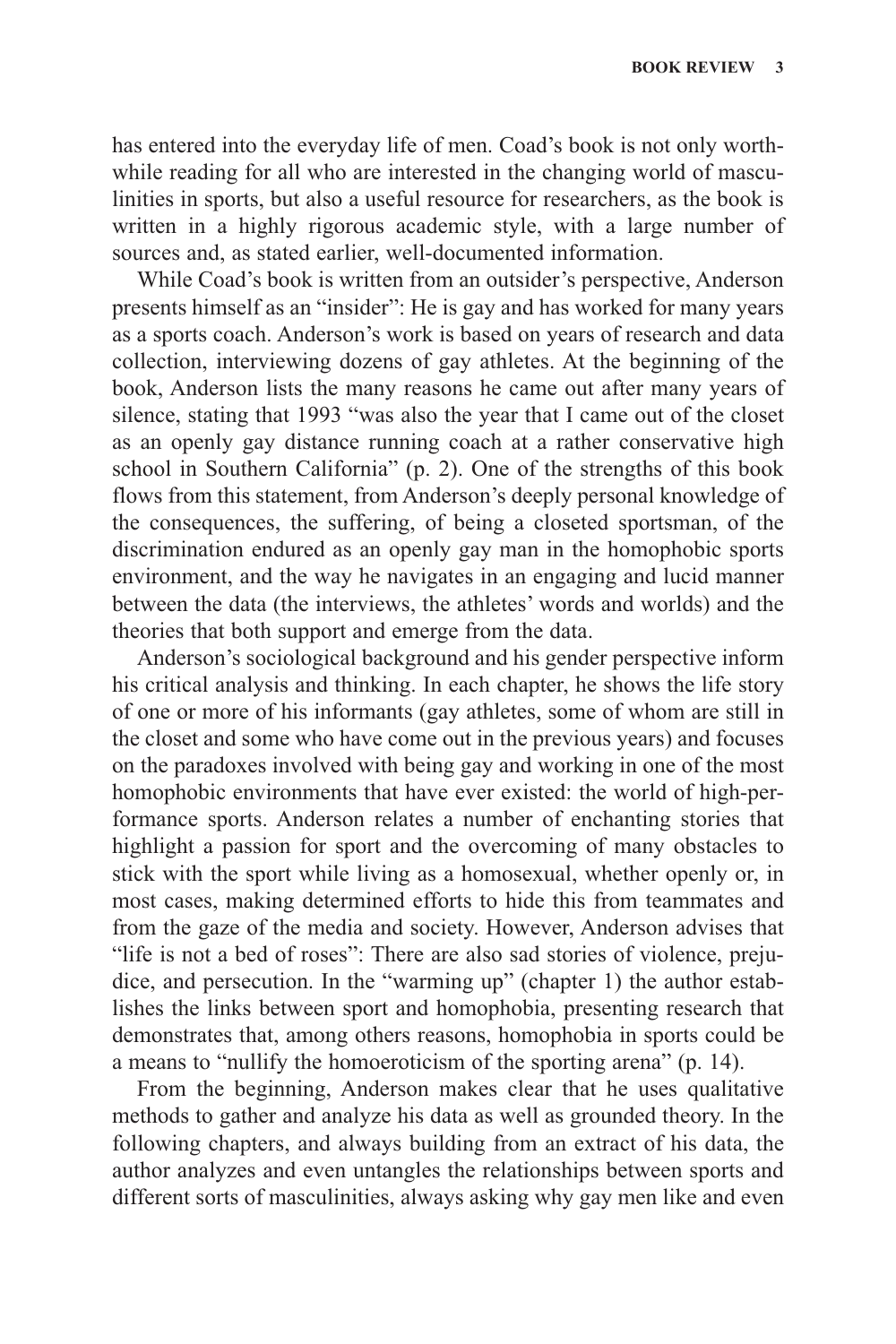has entered into the everyday life of men. Coad's book is not only worthwhile reading for all who are interested in the changing world of masculinities in sports, but also a useful resource for researchers, as the book is written in a highly rigorous academic style, with a large number of sources and, as stated earlier, well-documented information.

While Coad's book is written from an outsider's perspective, Anderson presents himself as an "insider": He is gay and has worked for many years as a sports coach. Anderson's work is based on years of research and data collection, interviewing dozens of gay athletes. At the beginning of the book, Anderson lists the many reasons he came out after many years of silence, stating that 1993 "was also the year that I came out of the closet as an openly gay distance running coach at a rather conservative high school in Southern California" (p. 2). One of the strengths of this book flows from this statement, from Anderson's deeply personal knowledge of the consequences, the suffering, of being a closeted sportsman, of the discrimination endured as an openly gay man in the homophobic sports environment, and the way he navigates in an engaging and lucid manner between the data (the interviews, the athletes' words and worlds) and the theories that both support and emerge from the data.

Anderson's sociological background and his gender perspective inform his critical analysis and thinking. In each chapter, he shows the life story of one or more of his informants (gay athletes, some of whom are still in the closet and some who have come out in the previous years) and focuses on the paradoxes involved with being gay and working in one of the most homophobic environments that have ever existed: the world of high-performance sports. Anderson relates a number of enchanting stories that highlight a passion for sport and the overcoming of many obstacles to stick with the sport while living as a homosexual, whether openly or, in most cases, making determined efforts to hide this from teammates and from the gaze of the media and society. However, Anderson advises that "life is not a bed of roses": There are also sad stories of violence, prejudice, and persecution. In the "warming up" (chapter 1) the author establishes the links between sport and homophobia, presenting research that demonstrates that, among others reasons, homophobia in sports could be a means to "nullify the homoeroticism of the sporting arena" (p. 14).

From the beginning, Anderson makes clear that he uses qualitative methods to gather and analyze his data as well as grounded theory. In the following chapters, and always building from an extract of his data, the author analyzes and even untangles the relationships between sports and different sorts of masculinities, always asking why gay men like and even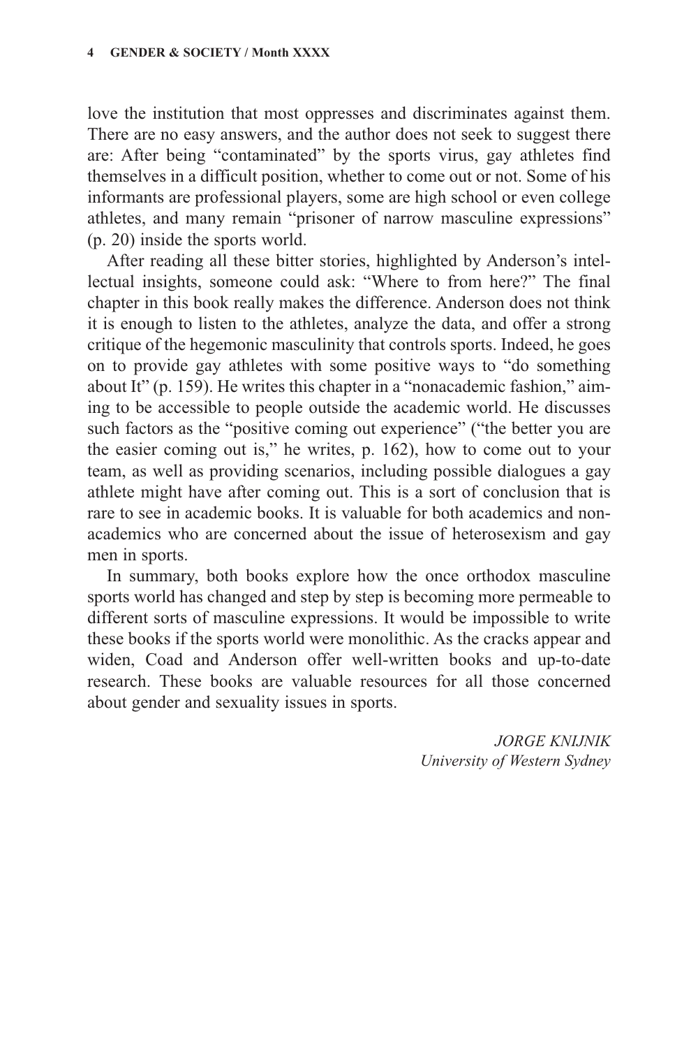love the institution that most oppresses and discriminates against them. There are no easy answers, and the author does not seek to suggest there are: After being "contaminated" by the sports virus, gay athletes find themselves in a difficult position, whether to come out or not. Some of his informants are professional players, some are high school or even college athletes, and many remain "prisoner of narrow masculine expressions" (p. 20) inside the sports world.

After reading all these bitter stories, highlighted by Anderson's intellectual insights, someone could ask: "Where to from here?" The final chapter in this book really makes the difference. Anderson does not think it is enough to listen to the athletes, analyze the data, and offer a strong critique of the hegemonic masculinity that controls sports. Indeed, he goes on to provide gay athletes with some positive ways to "do something about It" (p. 159). He writes this chapter in a "nonacademic fashion," aiming to be accessible to people outside the academic world. He discusses such factors as the "positive coming out experience" ("the better you are the easier coming out is," he writes, p. 162), how to come out to your team, as well as providing scenarios, including possible dialogues a gay athlete might have after coming out. This is a sort of conclusion that is rare to see in academic books. It is valuable for both academics and non-academics who are concerned about the issue of heterosexism and gay men in sports.

In summary, both books explore how the once orthodox masculine sports world has changed and step by step is becoming more permeable to different sorts of masculine expressions. It would be impossible to write these books if the sports world were monolithic. As the cracks appear and widen, Coad and Anderson offer well-written books and up-to-date research. These books are valuable resources for all those concerned about gender and sexuality issues in sports.

*JORGE KNIJNIK*
*University of Western Sydney*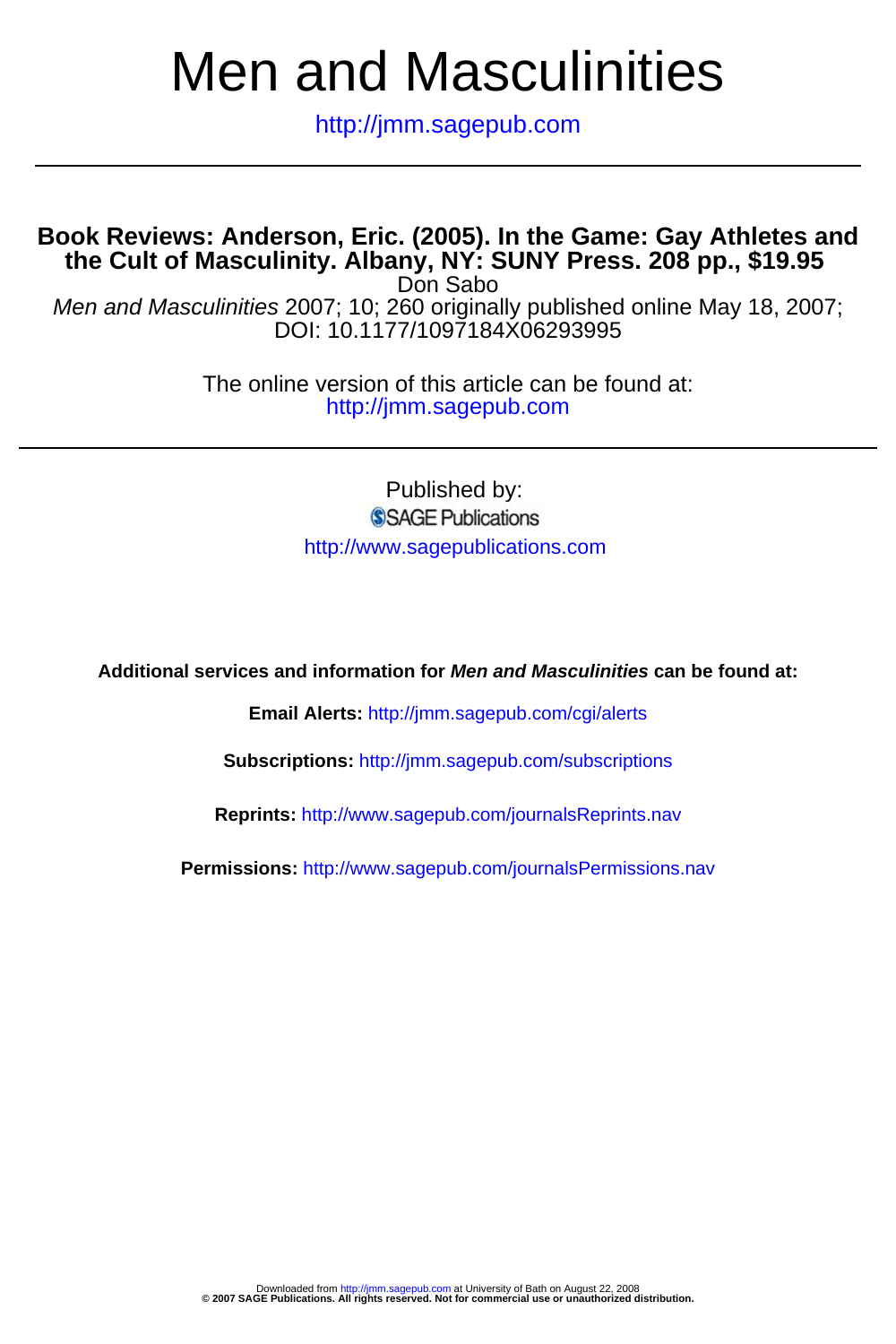# Men and Masculinities

http://jmm.sagepub.com

---

## Book Reviews: Anderson, Eric. (2005). In the Game: Gay Athletes and the Cult of Masculinity. Albany, NY: SUNY Press. 208 pp., $19.95

Don Sabo

*Men and Masculinities* 2007; 10; 260 originally published online May 18, 2007;
DOI: 10.1177/1097184X06293995

The online version of this article can be found at:
http://jmm.sagepub.com

---

Published by:
SAGE Publications
http://www.sagepublications.com

**Additional services and information for *Men and Masculinities* can be found at:**

**Email Alerts:** http://jmm.sagepub.com/cgi/alerts

**Subscriptions:** http://jmm.sagepub.com/subscriptions

**Reprints:** http://www.sagepub.com/journalsReprints.nav

**Permissions:** http://www.sagepub.com/journalsPermissions.nav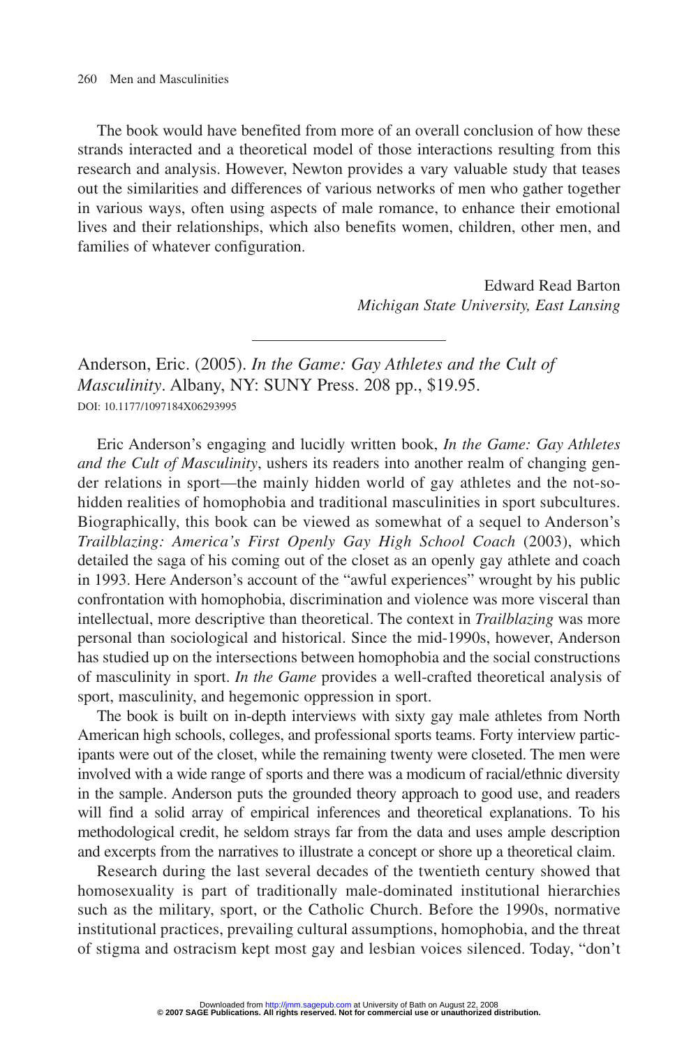The book would have benefited from more of an overall conclusion of how these strands interacted and a theoretical model of those interactions resulting from this research and analysis. However, Newton provides a vary valuable study that teases out the similarities and differences of various networks of men who gather together in various ways, often using aspects of male romance, to enhance their emotional lives and their relationships, which also benefits women, children, other men, and families of whatever configuration.

Edward Read Barton
*Michigan State University, East Lansing*

---

Anderson, Eric. (2005). *In the Game: Gay Athletes and the Cult of Masculinity*. Albany, NY: SUNY Press. 208 pp., $19.95.
DOI: 10.1177/1097184X06293995

Eric Anderson's engaging and lucidly written book, *In the Game: Gay Athletes and the Cult of Masculinity*, ushers its readers into another realm of changing gender relations in sport—the mainly hidden world of gay athletes and the not-so-hidden realities of homophobia and traditional masculinities in sport subcultures. Biographically, this book can be viewed as somewhat of a sequel to Anderson's *Trailblazing: America's First Openly Gay High School Coach* (2003), which detailed the saga of his coming out of the closet as an openly gay athlete and coach in 1993. Here Anderson's account of the "awful experiences" wrought by his public confrontation with homophobia, discrimination and violence was more visceral than intellectual, more descriptive than theoretical. The context in *Trailblazing* was more personal than sociological and historical. Since the mid-1990s, however, Anderson has studied up on the intersections between homophobia and the social constructions of masculinity in sport. *In the Game* provides a well-crafted theoretical analysis of sport, masculinity, and hegemonic oppression in sport.

The book is built on in-depth interviews with sixty gay male athletes from North American high schools, colleges, and professional sports teams. Forty interview participants were out of the closet, while the remaining twenty were closeted. The men were involved with a wide range of sports and there was a modicum of racial/ethnic diversity in the sample. Anderson puts the grounded theory approach to good use, and readers will find a solid array of empirical inferences and theoretical explanations. To his methodological credit, he seldom strays far from the data and uses ample description and excerpts from the narratives to illustrate a concept or shore up a theoretical claim.

Research during the last several decades of the twentieth century showed that homosexuality is part of traditionally male-dominated institutional hierarchies such as the military, sport, or the Catholic Church. Before the 1990s, normative institutional practices, prevailing cultural assumptions, homophobia, and the threat of stigma and ostracism kept most gay and lesbian voices silenced. Today, "don't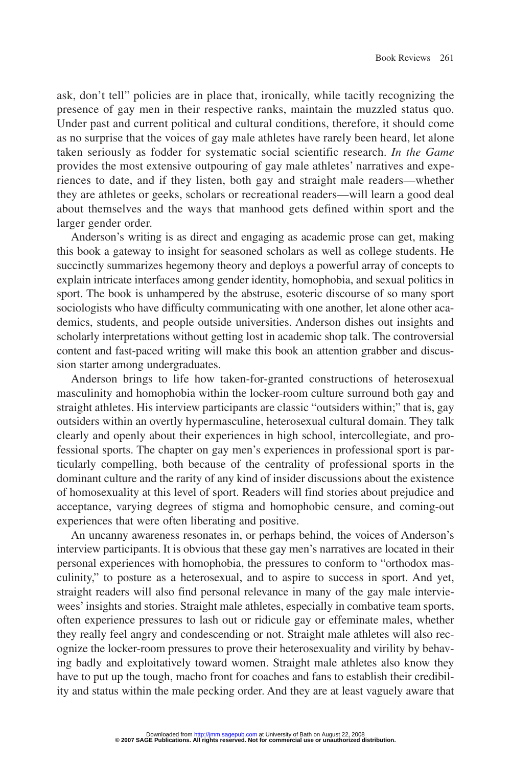ask, don't tell" policies are in place that, ironically, while tacitly recognizing the presence of gay men in their respective ranks, maintain the muzzled status quo. Under past and current political and cultural conditions, therefore, it should come as no surprise that the voices of gay male athletes have rarely been heard, let alone taken seriously as fodder for systematic social scientific research. *In the Game* provides the most extensive outpouring of gay male athletes' narratives and experiences to date, and if they listen, both gay and straight male readers—whether they are athletes or geeks, scholars or recreational readers—will learn a good deal about themselves and the ways that manhood gets defined within sport and the larger gender order.

Anderson's writing is as direct and engaging as academic prose can get, making this book a gateway to insight for seasoned scholars as well as college students. He succinctly summarizes hegemony theory and deploys a powerful array of concepts to explain intricate interfaces among gender identity, homophobia, and sexual politics in sport. The book is unhampered by the abstruse, esoteric discourse of so many sport sociologists who have difficulty communicating with one another, let alone other academics, students, and people outside universities. Anderson dishes out insights and scholarly interpretations without getting lost in academic shop talk. The controversial content and fast-paced writing will make this book an attention grabber and discussion starter among undergraduates.

Anderson brings to life how taken-for-granted constructions of heterosexual masculinity and homophobia within the locker-room culture surround both gay and straight athletes. His interview participants are classic "outsiders within;" that is, gay outsiders within an overtly hypermasculine, heterosexual cultural domain. They talk clearly and openly about their experiences in high school, intercollegiate, and professional sports. The chapter on gay men's experiences in professional sport is particularly compelling, both because of the centrality of professional sports in the dominant culture and the rarity of any kind of insider discussions about the existence of homosexuality at this level of sport. Readers will find stories about prejudice and acceptance, varying degrees of stigma and homophobic censure, and coming-out experiences that were often liberating and positive.

An uncanny awareness resonates in, or perhaps behind, the voices of Anderson's interview participants. It is obvious that these gay men's narratives are located in their personal experiences with homophobia, the pressures to conform to "orthodox masculinity," to posture as a heterosexual, and to aspire to success in sport. And yet, straight readers will also find personal relevance in many of the gay male interviewees' insights and stories. Straight male athletes, especially in combative team sports, often experience pressures to lash out or ridicule gay or effeminate males, whether they really feel angry and condescending or not. Straight male athletes will also recognize the locker-room pressures to prove their heterosexuality and virility by behaving badly and exploitatively toward women. Straight male athletes also know they have to put up the tough, macho front for coaches and fans to establish their credibility and status within the male pecking order. And they are at least vaguely aware that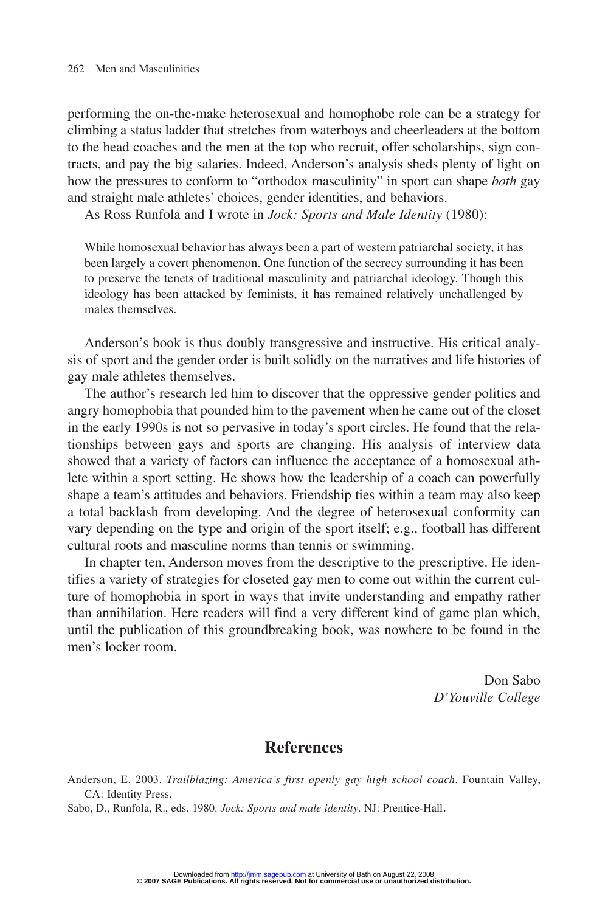performing the on-the-make heterosexual and homophobe role can be a strategy for climbing a status ladder that stretches from waterboys and cheerleaders at the bottom to the head coaches and the men at the top who recruit, offer scholarships, sign contracts, and pay the big salaries. Indeed, Anderson's analysis sheds plenty of light on how the pressures to conform to "orthodox masculinity" in sport can shape *both* gay and straight male athletes' choices, gender identities, and behaviors.

As Ross Runfola and I wrote in *Jock: Sports and Male Identity* (1980):

> While homosexual behavior has always been a part of western patriarchal society, it has been largely a covert phenomenon. One function of the secrecy surrounding it has been to preserve the tenets of traditional masculinity and patriarchal ideology. Though this ideology has been attacked by feminists, it has remained relatively unchallenged by males themselves.

Anderson's book is thus doubly transgressive and instructive. His critical analysis of sport and the gender order is built solidly on the narratives and life histories of gay male athletes themselves.

The author's research led him to discover that the oppressive gender politics and angry homophobia that pounded him to the pavement when he came out of the closet in the early 1990s is not so pervasive in today's sport circles. He found that the relationships between gays and sports are changing. His analysis of interview data showed that a variety of factors can influence the acceptance of a homosexual athlete within a sport setting. He shows how the leadership of a coach can powerfully shape a team's attitudes and behaviors. Friendship ties within a team may also keep a total backlash from developing. And the degree of heterosexual conformity can vary depending on the type and origin of the sport itself; e.g., football has different cultural roots and masculine norms than tennis or swimming.

In chapter ten, Anderson moves from the descriptive to the prescriptive. He identifies a variety of strategies for closeted gay men to come out within the current culture of homophobia in sport in ways that invite understanding and empathy rather than annihilation. Here readers will find a very different kind of game plan which, until the publication of this groundbreaking book, was nowhere to be found in the men's locker room.

Don Sabo
*D'Youville College*

## References

Anderson, E. 2003. *Trailblazing: America's first openly gay high school coach*. Fountain Valley, CA: Identity Press.

Sabo, D., Runfola, R., eds. 1980. *Jock: Sports and male identity*. NJ: Prentice-Hall.